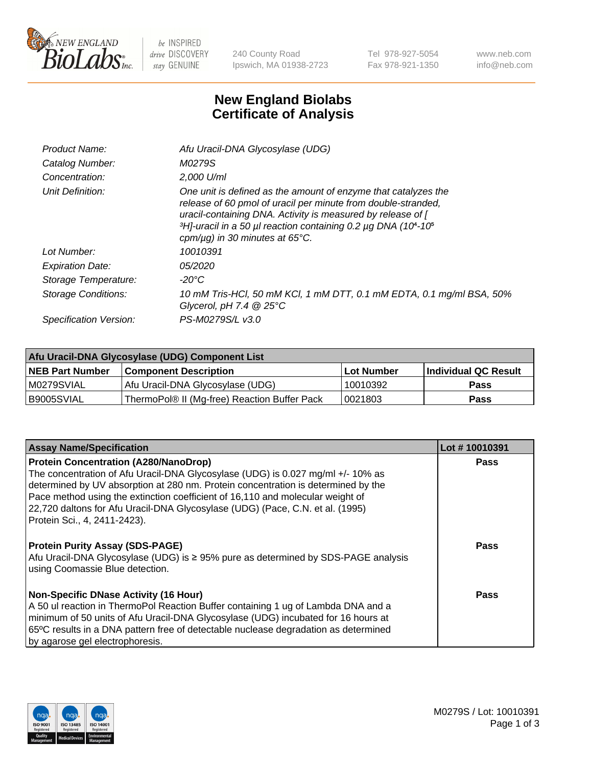New England BioLabs Inc. — be INSPIRED drive DISCOVERY stay GENUINE

240 County Road
Ipswich, MA 01938-2723

Tel 978-927-5054
Fax 978-921-1350

www.neb.com
info@neb.com

# New England Biolabs
# Certificate of Analysis

| | |
|---|---|
| *Product Name:* | *Afu Uracil-DNA Glycosylase (UDG)* |
| *Catalog Number:* | *M0279S* |
| *Concentration:* | *2,000 U/ml* |
| *Unit Definition:* | *One unit is defined as the amount of enzyme that catalyzes the release of 60 pmol of uracil per minute from double-stranded, uracil-containing DNA. Activity is measured by release of [ $^3$H]-uracil in a 50 µl reaction containing 0.2 µg DNA ($10^4$-$10^5$ cpm/µg) in 30 minutes at 65°C.* |
| *Lot Number:* | *10010391* |
| *Expiration Date:* | *05/2020* |
| *Storage Temperature:* | *-20°C* |
| *Storage Conditions:* | *10 mM Tris-HCl, 50 mM KCl, 1 mM DTT, 0.1 mM EDTA, 0.1 mg/ml BSA, 50% Glycerol, pH 7.4 @ 25°C* |
| *Specification Version:* | *PS-M0279S/L v3.0* |

| Afu Uracil-DNA Glycosylase (UDG) Component List | | | |
|---|---|---|---|
| **NEB Part Number** | **Component Description** | **Lot Number** | **Individual QC Result** |
| M0279SVIAL | Afu Uracil-DNA Glycosylase (UDG) | 10010392 | **Pass** |
| B9005SVIAL | ThermoPol® II (Mg-free) Reaction Buffer Pack | 0021803 | **Pass** |

| Assay Name/Specification | Lot # 10010391 |
|---|---|
| **Protein Concentration (A280/NanoDrop)** The concentration of Afu Uracil-DNA Glycosylase (UDG) is 0.027 mg/ml +/- 10% as determined by UV absorption at 280 nm. Protein concentration is determined by the Pace method using the extinction coefficient of 16,110 and molecular weight of 22,720 daltons for Afu Uracil-DNA Glycosylase (UDG) (Pace, C.N. et al. (1995) Protein Sci., 4, 2411-2423). | **Pass** |
| **Protein Purity Assay (SDS-PAGE)** Afu Uracil-DNA Glycosylase (UDG) is ≥ 95% pure as determined by SDS-PAGE analysis using Coomassie Blue detection. | **Pass** |
| **Non-Specific DNase Activity (16 Hour)** A 50 ul reaction in ThermoPol Reaction Buffer containing 1 ug of Lambda DNA and a minimum of 50 units of Afu Uracil-DNA Glycosylase (UDG) incubated for 16 hours at 65ºC results in a DNA pattern free of detectable nuclease degradation as determined by agarose gel electrophoresis. | **Pass** |

M0279S / Lot: 10010391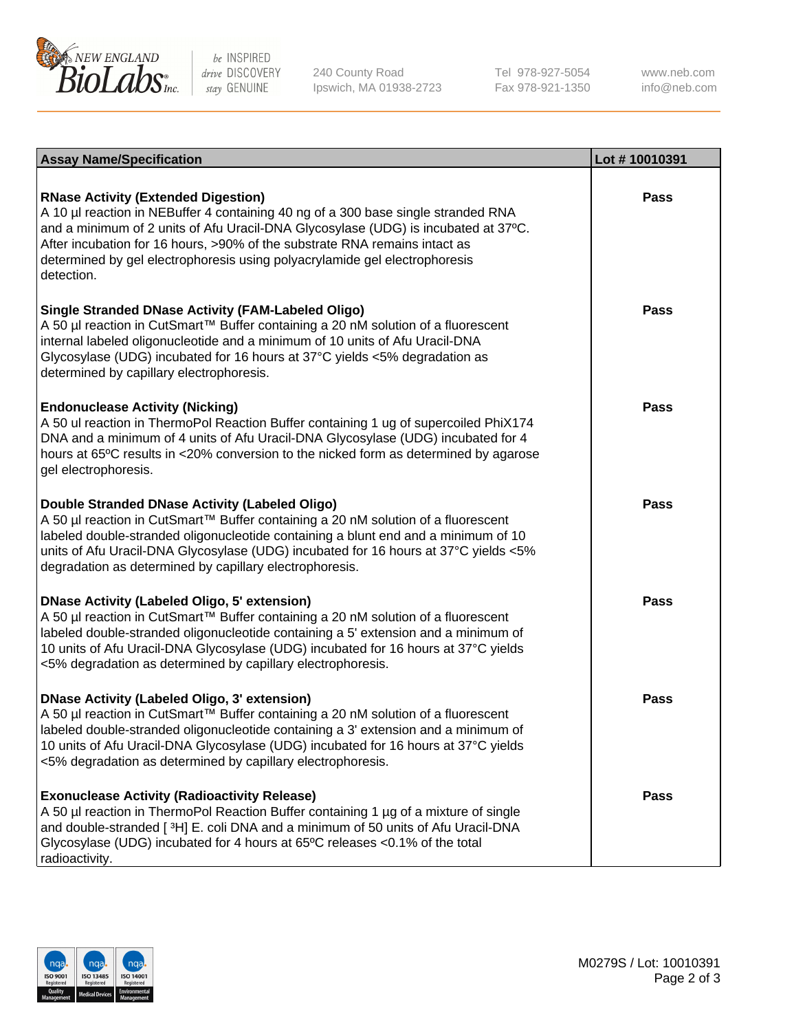| Assay Name/Specification | Lot # 10010391 |
|---|---|
| **RNase Activity (Extended Digestion)**<br>A 10 µl reaction in NEBuffer 4 containing 40 ng of a 300 base single stranded RNA and a minimum of 2 units of Afu Uracil-DNA Glycosylase (UDG) is incubated at 37ºC. After incubation for 16 hours, >90% of the substrate RNA remains intact as determined by gel electrophoresis using polyacrylamide gel electrophoresis detection. | Pass |
| **Single Stranded DNase Activity (FAM-Labeled Oligo)**<br>A 50 µl reaction in CutSmart™ Buffer containing a 20 nM solution of a fluorescent internal labeled oligonucleotide and a minimum of 10 units of Afu Uracil-DNA Glycosylase (UDG) incubated for 16 hours at 37°C yields <5% degradation as determined by capillary electrophoresis. | Pass |
| **Endonuclease Activity (Nicking)**<br>A 50 ul reaction in ThermoPol Reaction Buffer containing 1 ug of supercoiled PhiX174 DNA and a minimum of 4 units of Afu Uracil-DNA Glycosylase (UDG) incubated for 4 hours at 65ºC results in <20% conversion to the nicked form as determined by agarose gel electrophoresis. | Pass |
| **Double Stranded DNase Activity (Labeled Oligo)**<br>A 50 µl reaction in CutSmart™ Buffer containing a 20 nM solution of a fluorescent labeled double-stranded oligonucleotide containing a blunt end and a minimum of 10 units of Afu Uracil-DNA Glycosylase (UDG) incubated for 16 hours at 37°C yields <5% degradation as determined by capillary electrophoresis. | Pass |
| **DNase Activity (Labeled Oligo, 5' extension)**<br>A 50 µl reaction in CutSmart™ Buffer containing a 20 nM solution of a fluorescent labeled double-stranded oligonucleotide containing a 5' extension and a minimum of 10 units of Afu Uracil-DNA Glycosylase (UDG) incubated for 16 hours at 37°C yields <5% degradation as determined by capillary electrophoresis. | Pass |
| **DNase Activity (Labeled Oligo, 3' extension)**<br>A 50 µl reaction in CutSmart™ Buffer containing a 20 nM solution of a fluorescent labeled double-stranded oligonucleotide containing a 3' extension and a minimum of 10 units of Afu Uracil-DNA Glycosylase (UDG) incubated for 16 hours at 37°C yields <5% degradation as determined by capillary electrophoresis. | Pass |
| **Exonuclease Activity (Radioactivity Release)**<br>A 50 µl reaction in ThermoPol Reaction Buffer containing 1 µg of a mixture of single and double-stranded [ $^3$H] E. coli DNA and a minimum of 50 units of Afu Uracil-DNA Glycosylase (UDG) incubated for 4 hours at 65ºC releases <0.1% of the total radioactivity. | Pass |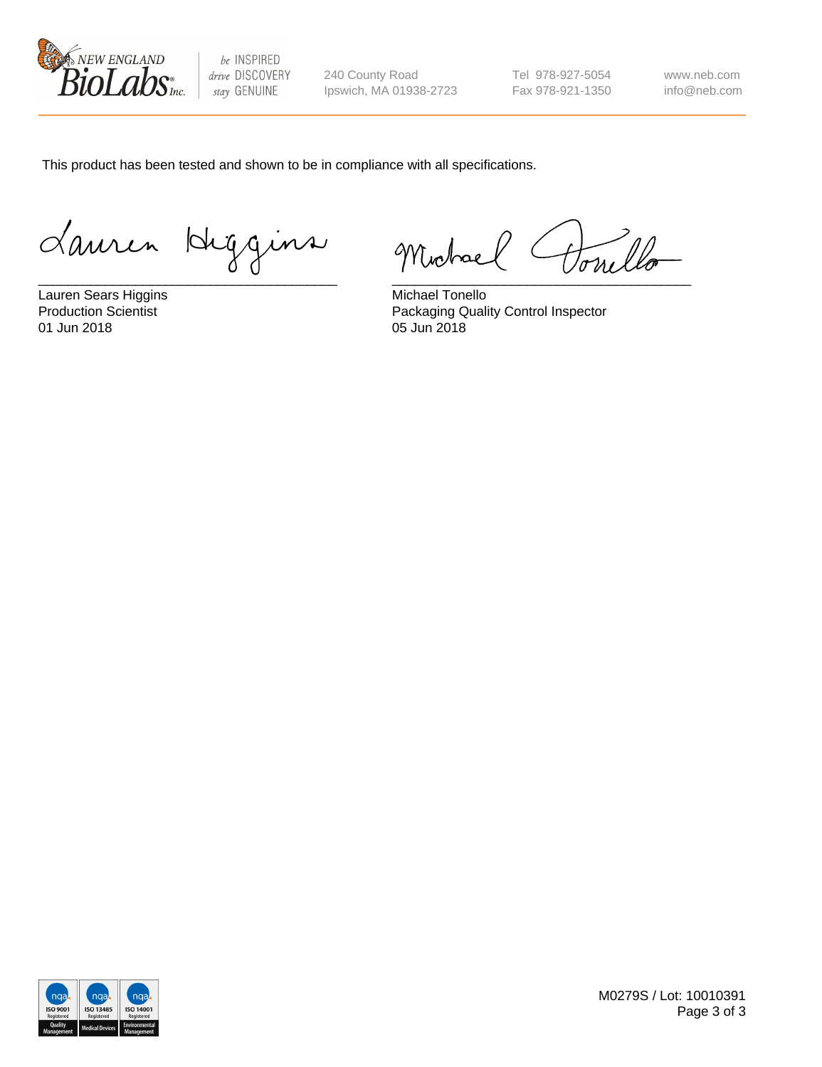This product has been tested and shown to be in compliance with all specifications.

Lauren Sears Higgins
Production Scientist
01 Jun 2018

Michael Tonello
Packaging Quality Control Inspector
05 Jun 2018

M0279S / Lot: 10010391